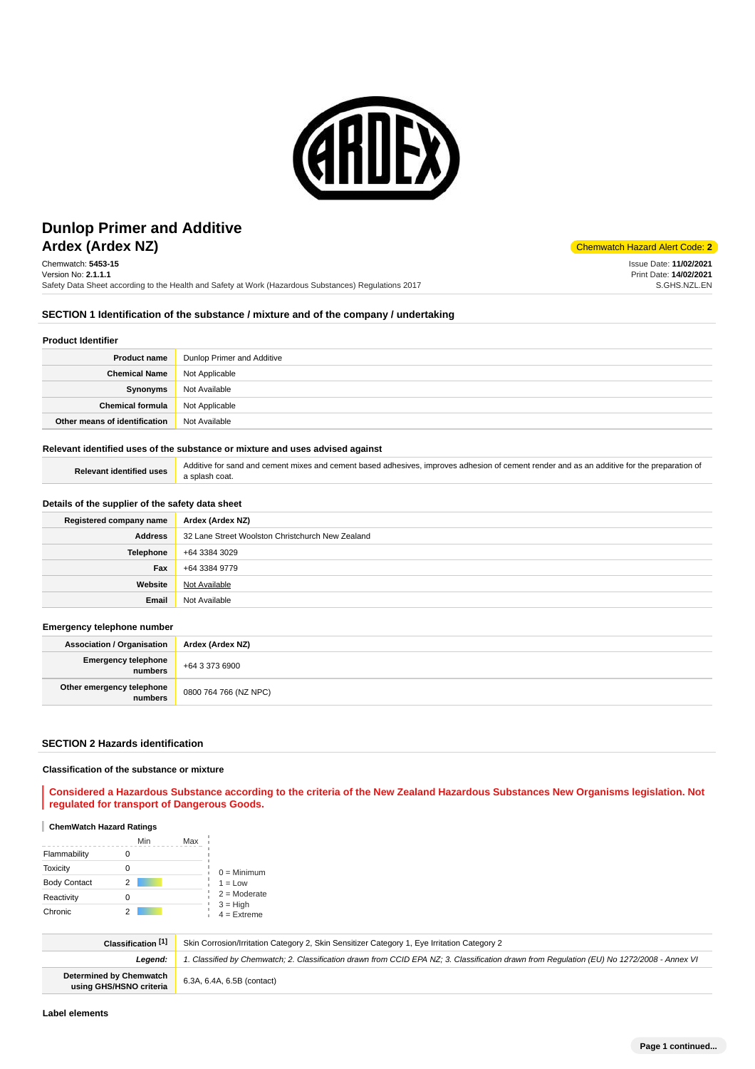# Dunlop Primer and Additive
## Ardex (Ardex NZ)

Chemwatch Hazard Alert Code: **2**

Chemwatch: **5453-15**
Version No: **2.1.1.1**
Safety Data Sheet according to the Health and Safety at Work (Hazardous Substances) Regulations 2017

Issue Date: **11/02/2021**
Print Date: **14/02/2021**
S.GHS.NZL.EN

## SECTION 1 Identification of the substance / mixture and of the company / undertaking

### Product Identifier

| | |
|---|---|
| **Product name** | Dunlop Primer and Additive |
| **Chemical Name** | Not Applicable |
| **Synonyms** | Not Available |
| **Chemical formula** | Not Applicable |
| **Other means of identification** | Not Available |

### Relevant identified uses of the substance or mixture and uses advised against

| | |
|---|---|
| **Relevant identified uses** | Additive for sand and cement mixes and cement based adhesives, improves adhesion of cement render and as an additive for the preparation of a splash coat. |

### Details of the supplier of the safety data sheet

| | |
|---|---|
| **Registered company name** | **Ardex (Ardex NZ)** |
| **Address** | 32 Lane Street Woolston Christchurch New Zealand |
| **Telephone** | +64 3384 3029 |
| **Fax** | +64 3384 9779 |
| **Website** | Not Available |
| **Email** | Not Available |

### Emergency telephone number

| | |
|---|---|
| **Association / Organisation** | **Ardex (Ardex NZ)** |
| **Emergency telephone numbers** | +64 3 373 6900 |
| **Other emergency telephone numbers** | 0800 764 766 (NZ NPC) |

## SECTION 2 Hazards identification

### Classification of the substance or mixture

**Considered a Hazardous Substance according to the criteria of the New Zealand Hazardous Substances New Organisms legislation. Not regulated for transport of Dangerous Goods.**

#### ChemWatch Hazard Ratings

| | Min | Max |
|---|---|---|
| Flammability | 0 | |
| Toxicity | 0 | |
| Body Contact | 2 | |
| Reactivity | 0 | |
| Chronic | 2 | |

0 = Minimum
1 = Low
2 = Moderate
3 = High
4 = Extreme

| | |
|---|---|
| **Classification [1]** | Skin Corrosion/Irritation Category 2, Skin Sensitizer Category 1, Eye Irritation Category 2 |
| ***Legend:*** | *1. Classified by Chemwatch; 2. Classification drawn from CCID EPA NZ; 3. Classification drawn from Regulation (EU) No 1272/2008 - Annex VI* |
| **Determined by Chemwatch using GHS/HSNO criteria** | 6.3A, 6.4A, 6.5B (contact) |

### Label elements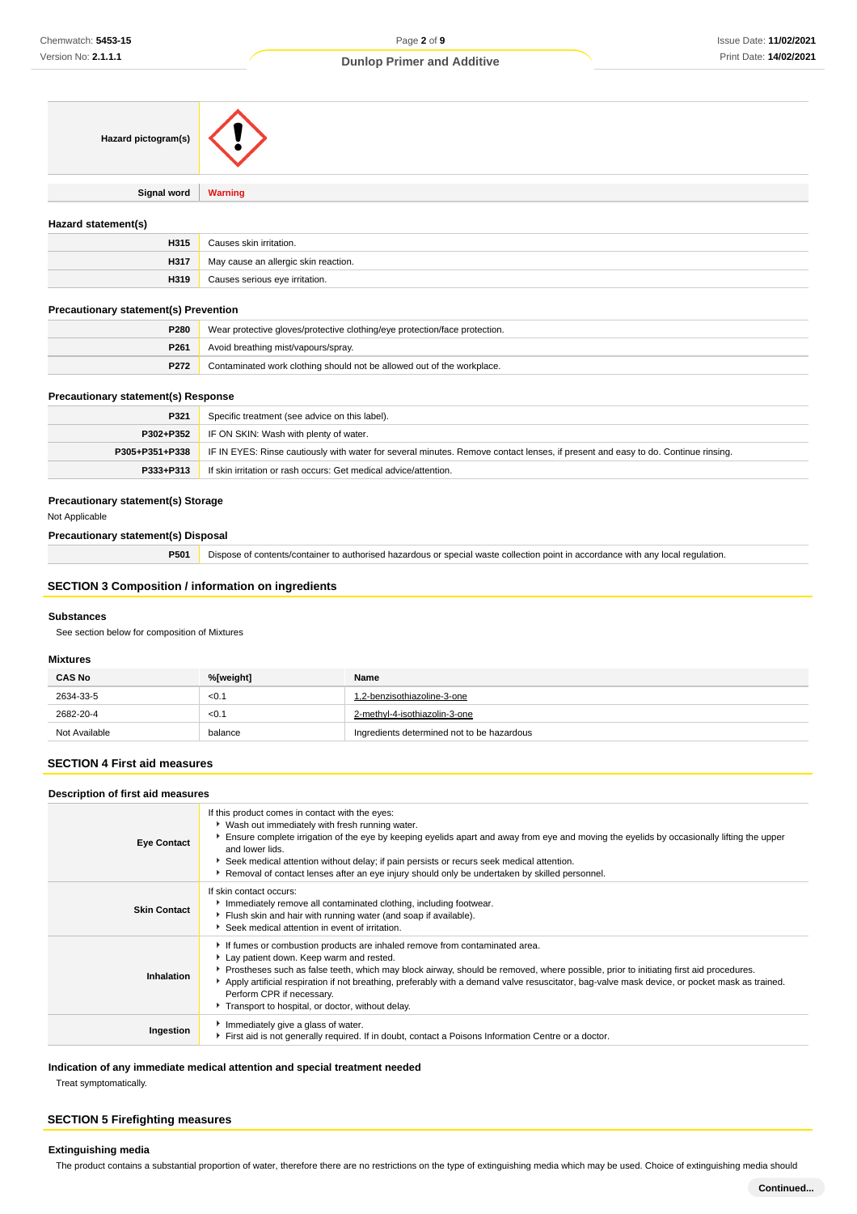| | |
|---|---|
| **Hazard pictogram(s)** | |
| **Signal word** | **Warning** |

### Hazard statement(s)

| | |
|---|---|
| **H315** | Causes skin irritation. |
| **H317** | May cause an allergic skin reaction. |
| **H319** | Causes serious eye irritation. |

### Precautionary statement(s) Prevention

| | |
|---|---|
| **P280** | Wear protective gloves/protective clothing/eye protection/face protection. |
| **P261** | Avoid breathing mist/vapours/spray. |
| **P272** | Contaminated work clothing should not be allowed out of the workplace. |

### Precautionary statement(s) Response

| | |
|---|---|
| **P321** | Specific treatment (see advice on this label). |
| **P302+P352** | IF ON SKIN: Wash with plenty of water. |
| **P305+P351+P338** | IF IN EYES: Rinse cautiously with water for several minutes. Remove contact lenses, if present and easy to do. Continue rinsing. |
| **P333+P313** | If skin irritation or rash occurs: Get medical advice/attention. |

### Precautionary statement(s) Storage

Not Applicable

### Precautionary statement(s) Disposal

| | |
|---|---|
| **P501** | Dispose of contents/container to authorised hazardous or special waste collection point in accordance with any local regulation. |

## SECTION 3 Composition / information on ingredients

### Substances

See section below for composition of Mixtures

### Mixtures

| CAS No | %[weight] | Name |
|---|---|---|
| 2634-33-5 | <0.1 | 1,2-benzisothiazoline-3-one |
| 2682-20-4 | <0.1 | 2-methyl-4-isothiazolin-3-one |
| Not Available | balance | Ingredients determined not to be hazardous |

## SECTION 4 First aid measures

### Description of first aid measures

| | |
|---|---|
| **Eye Contact** | If this product comes in contact with the eyes: <br>▸ Wash out immediately with fresh running water. <br>▸ Ensure complete irrigation of the eye by keeping eyelids apart and away from eye and moving the eyelids by occasionally lifting the upper and lower lids. <br>▸ Seek medical attention without delay; if pain persists or recurs seek medical attention. <br>▸ Removal of contact lenses after an eye injury should only be undertaken by skilled personnel. |
| **Skin Contact** | If skin contact occurs: <br>▸ Immediately remove all contaminated clothing, including footwear. <br>▸ Flush skin and hair with running water (and soap if available). <br>▸ Seek medical attention in event of irritation. |
| **Inhalation** | ▸ If fumes or combustion products are inhaled remove from contaminated area. <br>▸ Lay patient down. Keep warm and rested. <br>▸ Prostheses such as false teeth, which may block airway, should be removed, where possible, prior to initiating first aid procedures. <br>▸ Apply artificial respiration if not breathing, preferably with a demand valve resuscitator, bag-valve mask device, or pocket mask as trained. Perform CPR if necessary. <br>▸ Transport to hospital, or doctor, without delay. |
| **Ingestion** | ▸ Immediately give a glass of water. <br>▸ First aid is not generally required. If in doubt, contact a Poisons Information Centre or a doctor. |

### Indication of any immediate medical attention and special treatment needed

Treat symptomatically.

## SECTION 5 Firefighting measures

### Extinguishing media

The product contains a substantial proportion of water, therefore there are no restrictions on the type of extinguishing media which may be used. Choice of extinguishing media should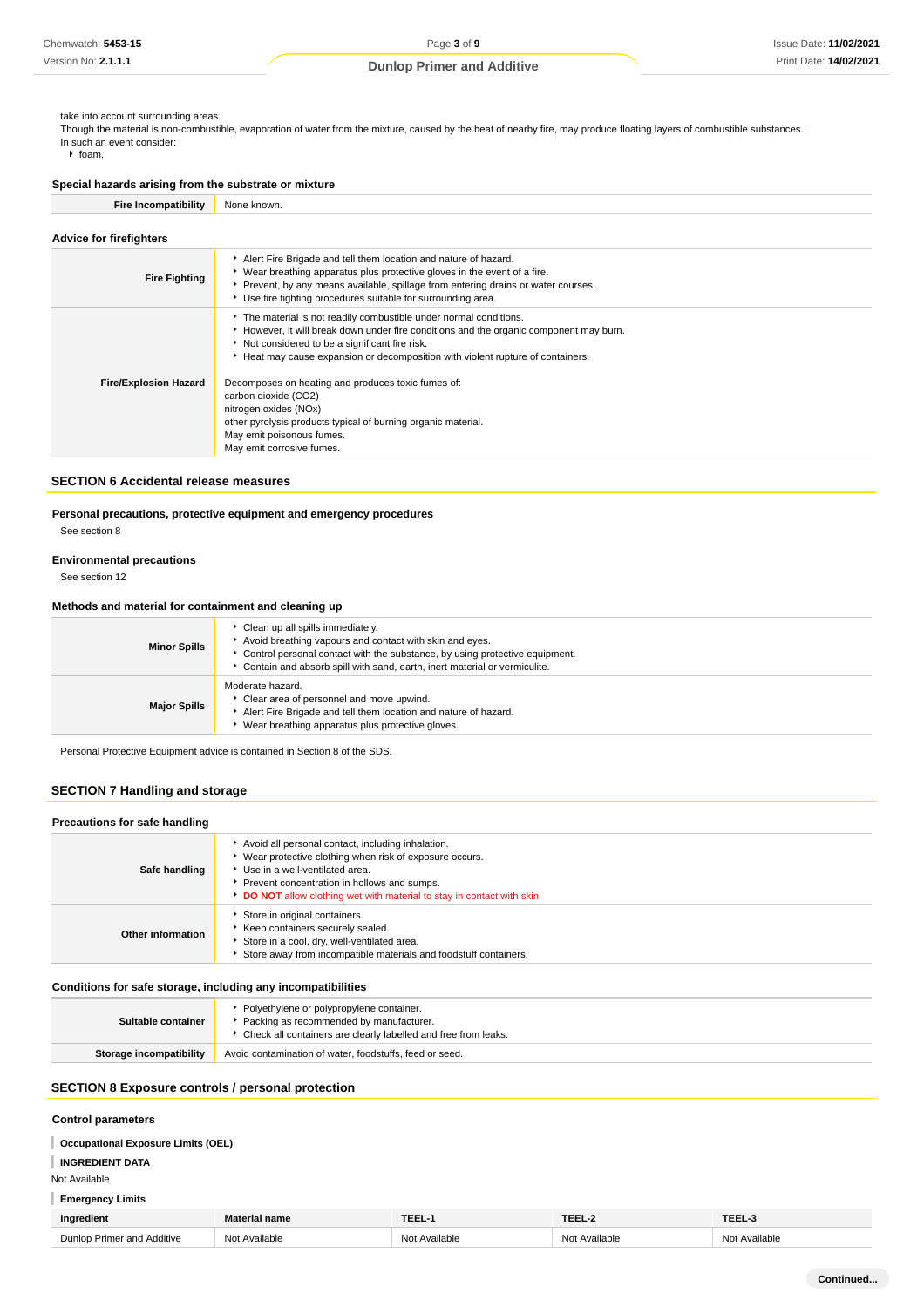take into account surrounding areas.
Though the material is non-combustible, evaporation of water from the mixture, caused by the heat of nearby fire, may produce floating layers of combustible substances.
In such an event consider:

- foam.

### Special hazards arising from the substrate or mixture

| Fire Incompatibility | None known. |
|---|---|

### Advice for firefighters

| | |
|---|---|
| Fire Fighting | - Alert Fire Brigade and tell them location and nature of hazard.<br>- Wear breathing apparatus plus protective gloves in the event of a fire.<br>- Prevent, by any means available, spillage from entering drains or water courses.<br>- Use fire fighting procedures suitable for surrounding area. |
| Fire/Explosion Hazard | - The material is not readily combustible under normal conditions.<br>- However, it will break down under fire conditions and the organic component may burn.<br>- Not considered to be a significant fire risk.<br>- Heat may cause expansion or decomposition with violent rupture of containers.<br><br>Decomposes on heating and produces toxic fumes of:<br>carbon dioxide ($CO_2$)<br>nitrogen oxides ($NO_x$)<br>other pyrolysis products typical of burning organic material.<br>May emit poisonous fumes.<br>May emit corrosive fumes. |

## SECTION 6 Accidental release measures

### Personal precautions, protective equipment and emergency procedures

See section 8

### Environmental precautions

See section 12

### Methods and material for containment and cleaning up

| | |
|---|---|
| Minor Spills | - Clean up all spills immediately.<br>- Avoid breathing vapours and contact with skin and eyes.<br>- Control personal contact with the substance, by using protective equipment.<br>- Contain and absorb spill with sand, earth, inert material or vermiculite. |
| Major Spills | Moderate hazard.<br>- Clear area of personnel and move upwind.<br>- Alert Fire Brigade and tell them location and nature of hazard.<br>- Wear breathing apparatus plus protective gloves. |

Personal Protective Equipment advice is contained in Section 8 of the SDS.

## SECTION 7 Handling and storage

### Precautions for safe handling

| | |
|---|---|
| Safe handling | - Avoid all personal contact, including inhalation.<br>- Wear protective clothing when risk of exposure occurs.<br>- Use in a well-ventilated area.<br>- Prevent concentration in hollows and sumps.<br>- **DO NOT** allow clothing wet with material to stay in contact with skin |
| Other information | - Store in original containers.<br>- Keep containers securely sealed.<br>- Store in a cool, dry, well-ventilated area.<br>- Store away from incompatible materials and foodstuff containers. |

### Conditions for safe storage, including any incompatibilities

| | |
|---|---|
| Suitable container | - Polyethylene or polypropylene container.<br>- Packing as recommended by manufacturer.<br>- Check all containers are clearly labelled and free from leaks. |
| Storage incompatibility | Avoid contamination of water, foodstuffs, feed or seed. |

## SECTION 8 Exposure controls / personal protection

### Control parameters

**Occupational Exposure Limits (OEL)**

**INGREDIENT DATA**

Not Available

**Emergency Limits**

| Ingredient | Material name | TEEL-1 | TEEL-2 | TEEL-3 |
|---|---|---|---|---|
| Dunlop Primer and Additive | Not Available | Not Available | Not Available | Not Available |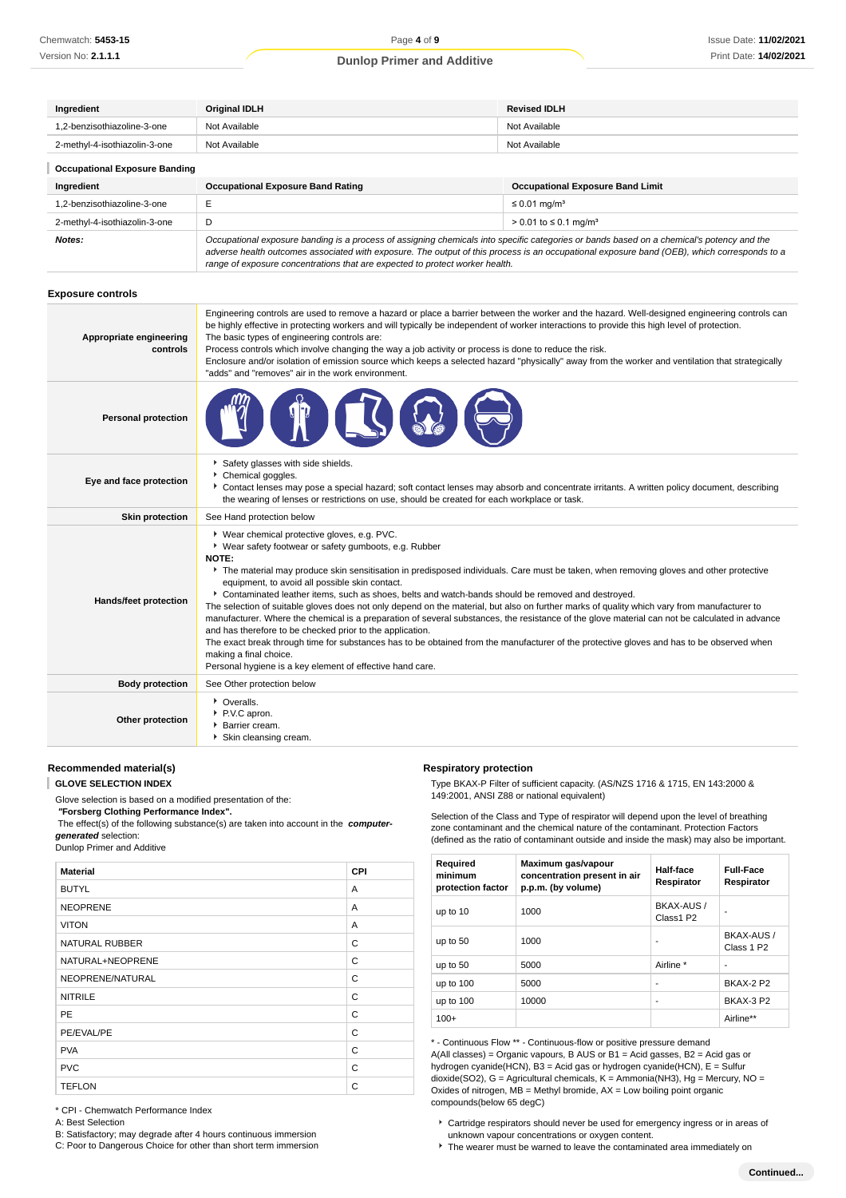| Ingredient | Original IDLH | Revised IDLH |
| --- | --- | --- |
| 1,2-benzisothiazoline-3-one | Not Available | Not Available |
| 2-methyl-4-isothiazolin-3-one | Not Available | Not Available |

### Occupational Exposure Banding

| Ingredient | Occupational Exposure Band Rating | Occupational Exposure Band Limit |
| --- | --- | --- |
| 1,2-benzisothiazoline-3-one | E | ≤ 0.01 mg/m³ |
| 2-methyl-4-isothiazolin-3-one | D | > 0.01 to ≤ 0.1 mg/m³ |
| **Notes:** | *Occupational exposure banding is a process of assigning chemicals into specific categories or bands based on a chemical's potency and the adverse health outcomes associated with exposure. The output of this process is an occupational exposure band (OEB), which corresponds to a range of exposure concentrations that are expected to protect worker health.* | |

## Exposure controls

| | |
| --- | --- |
| **Appropriate engineering controls** | Engineering controls are used to remove a hazard or place a barrier between the worker and the hazard. Well-designed engineering controls can be highly effective in protecting workers and will typically be independent of worker interactions to provide this high level of protection. The basic types of engineering controls are: Process controls which involve changing the way a job activity or process is done to reduce the risk. Enclosure and/or isolation of emission source which keeps a selected hazard "physically" away from the worker and ventilation that strategically "adds" and "removes" air in the work environment. |
| **Personal protection** | |
| **Eye and face protection** | ▸ Safety glasses with side shields.<br>▸ Chemical goggles.<br>▸ Contact lenses may pose a special hazard; soft contact lenses may absorb and concentrate irritants. A written policy document, describing the wearing of lenses or restrictions on use, should be created for each workplace or task. |
| **Skin protection** | See Hand protection below |
| **Hands/feet protection** | ▸ Wear chemical protective gloves, e.g. PVC.<br>▸ Wear safety footwear or safety gumboots, e.g. Rubber<br>**NOTE:**<br>▸ The material may produce skin sensitisation in predisposed individuals. Care must be taken, when removing gloves and other protective equipment, to avoid all possible skin contact.<br>▸ Contaminated leather items, such as shoes, belts and watch-bands should be removed and destroyed.<br>The selection of suitable gloves does not only depend on the material, but also on further marks of quality which vary from manufacturer to manufacturer. Where the chemical is a preparation of several substances, the resistance of the glove material can not be calculated in advance and has therefore to be checked prior to the application.<br>The exact break through time for substances has to be obtained from the manufacturer of the protective gloves and has to be observed when making a final choice.<br>Personal hygiene is a key element of effective hand care. |
| **Body protection** | See Other protection below |
| **Other protection** | ▸ Overalls.<br>▸ P.V.C apron.<br>▸ Barrier cream.<br>▸ Skin cleansing cream. |

### Recommended material(s)

**GLOVE SELECTION INDEX**

Glove selection is based on a modified presentation of the:

***"Forsberg Clothing Performance Index".***

The effect(s) of the following substance(s) are taken into account in the ***computer-generated*** selection:

Dunlop Primer and Additive

| Material | CPI |
| --- | --- |
| BUTYL | A |
| NEOPRENE | A |
| VITON | A |
| NATURAL RUBBER | C |
| NATURAL+NEOPRENE | C |
| NEOPRENE/NATURAL | C |
| NITRILE | C |
| PE | C |
| PE/EVAL/PE | C |
| PVA | C |
| PVC | C |
| TEFLON | C |

* CPI - Chemwatch Performance Index

A: Best Selection

B: Satisfactory; may degrade after 4 hours continuous immersion

C: Poor to Dangerous Choice for other than short term immersion

### Respiratory protection

Type BKAX-P Filter of sufficient capacity. (AS/NZS 1716 & 1715, EN 143:2000 & 149:2001, ANSI Z88 or national equivalent)

Selection of the Class and Type of respirator will depend upon the level of breathing zone contaminant and the chemical nature of the contaminant. Protection Factors (defined as the ratio of contaminant outside and inside the mask) may also be important.

| Required minimum protection factor | Maximum gas/vapour concentration present in air p.p.m. (by volume) | Half-face Respirator | Full-Face Respirator |
| --- | --- | --- | --- |
| up to 10 | 1000 | BKAX-AUS / Class1 P2 | - |
| up to 50 | 1000 | - | BKAX-AUS / Class 1 P2 |
| up to 50 | 5000 | Airline * | - |
| up to 100 | 5000 | - | BKAX-2 P2 |
| up to 100 | 10000 | - | BKAX-3 P2 |
| 100+ | | | Airline** |

* - Continuous Flow ** - Continuous-flow or positive pressure demand

A(All classes) = Organic vapours, B AUS or B1 = Acid gasses, B2 = Acid gas or hydrogen cyanide(HCN), B3 = Acid gas or hydrogen cyanide(HCN), E = Sulfur dioxide(SO2), G = Agricultural chemicals, K = Ammonia(NH3), Hg = Mercury, NO = Oxides of nitrogen, MB = Methyl bromide, AX = Low boiling point organic compounds(below 65 degC)

▸ Cartridge respirators should never be used for emergency ingress or in areas of unknown vapour concentrations or oxygen content.

▸ The wearer must be warned to leave the contaminated area immediately on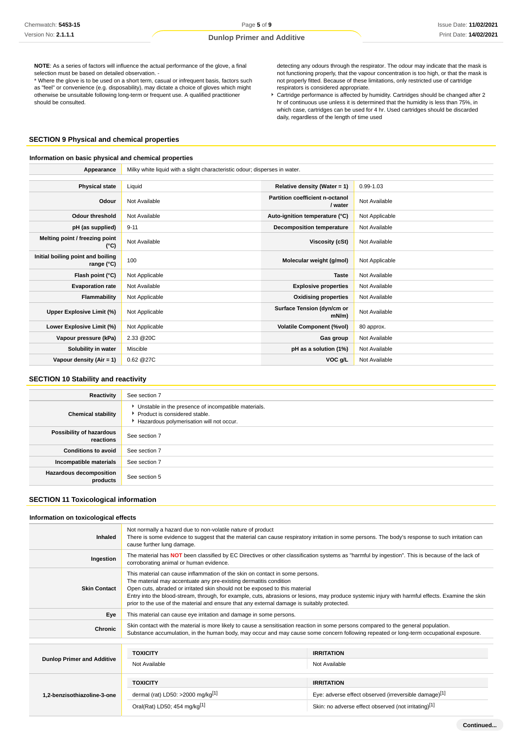**NOTE**: As a series of factors will influence the actual performance of the glove, a final selection must be based on detailed observation. -
* Where the glove is to be used on a short term, casual or infrequent basis, factors such as "feel" or convenience (e.g. disposability), may dictate a choice of gloves which might otherwise be unsuitable following long-term or frequent use. A qualified practitioner should be consulted.

detecting any odours through the respirator. The odour may indicate that the mask is not functioning properly, that the vapour concentration is too high, or that the mask is not properly fitted. Because of these limitations, only restricted use of cartridge respirators is considered appropriate.

- Cartridge performance is affected by humidity. Cartridges should be changed after 2 hr of continuous use unless it is determined that the humidity is less than 75%, in which case, cartridges can be used for 4 hr. Used cartridges should be discarded daily, regardless of the length of time used

## SECTION 9 Physical and chemical properties

### Information on basic physical and chemical properties

| Appearance | Milky white liquid with a slight characteristic odour; disperses in water. | | |
|---|---|---|---|
| **Physical state** | Liquid | **Relative density (Water = 1)** | 0.99-1.03 |
| **Odour** | Not Available | **Partition coefficient n-octanol / water** | Not Available |
| **Odour threshold** | Not Available | **Auto-ignition temperature (°C)** | Not Applicable |
| **pH (as supplied)** | 9-11 | **Decomposition temperature** | Not Available |
| **Melting point / freezing point (°C)** | Not Available | **Viscosity (cSt)** | Not Available |
| **Initial boiling point and boiling range (°C)** | 100 | **Molecular weight (g/mol)** | Not Applicable |
| **Flash point (°C)** | Not Applicable | **Taste** | Not Available |
| **Evaporation rate** | Not Available | **Explosive properties** | Not Available |
| **Flammability** | Not Applicable | **Oxidising properties** | Not Available |
| **Upper Explosive Limit (%)** | Not Applicable | **Surface Tension (dyn/cm or mN/m)** | Not Available |
| **Lower Explosive Limit (%)** | Not Applicable | **Volatile Component (%vol)** | 80 approx. |
| **Vapour pressure (kPa)** | 2.33 @20C | **Gas group** | Not Available |
| **Solubility in water** | Miscible | **pH as a solution (1%)** | Not Available |
| **Vapour density (Air = 1)** | 0.62 @27C | **VOC g/L** | Not Available |

## SECTION 10 Stability and reactivity

| | |
|---|---|
| **Reactivity** | See section 7 |
| **Chemical stability** | - Unstable in the presence of incompatible materials.<br>- Product is considered stable.<br>- Hazardous polymerisation will not occur. |
| **Possibility of hazardous reactions** | See section 7 |
| **Conditions to avoid** | See section 7 |
| **Incompatible materials** | See section 7 |
| **Hazardous decomposition products** | See section 5 |

## SECTION 11 Toxicological information

### Information on toxicological effects

| | |
|---|---|
| **Inhaled** | Not normally a hazard due to non-volatile nature of product<br>There is some evidence to suggest that the material can cause respiratory irritation in some persons. The body's response to such irritation can cause further lung damage. |
| **Ingestion** | The material has **NOT** been classified by EC Directives or other classification systems as "harmful by ingestion". This is because of the lack of corroborating animal or human evidence. |
| **Skin Contact** | This material can cause inflammation of the skin on contact in some persons.<br>The material may accentuate any pre-existing dermatitis condition<br>Open cuts, abraded or irritated skin should not be exposed to this material<br>Entry into the blood-stream, through, for example, cuts, abrasions or lesions, may produce systemic injury with harmful effects. Examine the skin prior to the use of the material and ensure that any external damage is suitably protected. |
| **Eye** | This material can cause eye irritation and damage in some persons. |
| **Chronic** | Skin contact with the material is more likely to cause a sensitisation reaction in some persons compared to the general population.<br>Substance accumulation, in the human body, may occur and may cause some concern following repeated or long-term occupational exposure. |

| | TOXICITY | IRRITATION |
|---|---|---|
| **Dunlop Primer and Additive** | Not Available | Not Available |

| | TOXICITY | IRRITATION |
|---|---|---|
| **1,2-benzisothiazoline-3-one** | dermal (rat) LD50: >2000 mg/kg[1] | Eye: adverse effect observed (irreversible damage)[1] |
| | Oral(Rat) LD50; 454 mg/kg[1] | Skin: no adverse effect observed (not irritating)[1] |

Continued...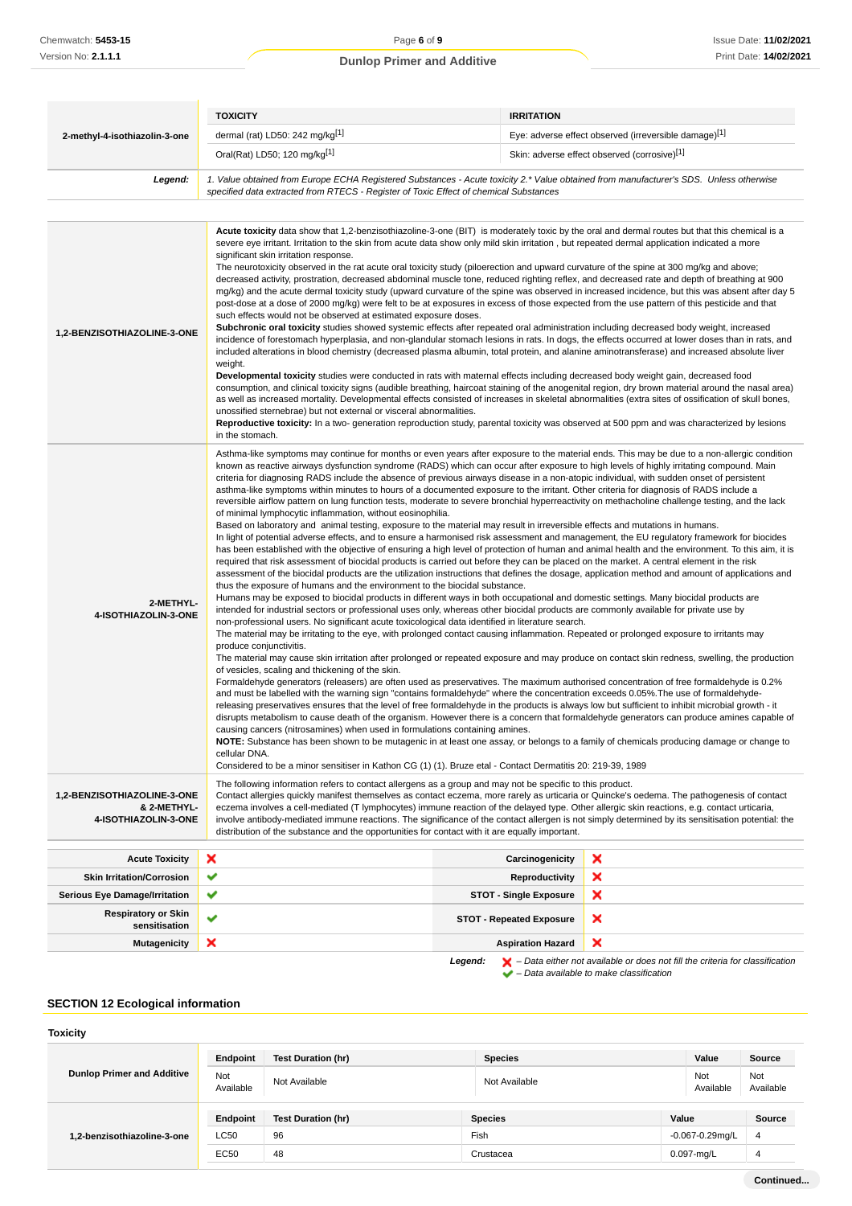| 2-methyl-4-isothiazolin-3-one | TOXICITY | IRRITATION |
|---|---|---|
| | dermal (rat) LD50: 242 mg/kg[1] | Eye: adverse effect observed (irreversible damage)[1] |
| | Oral(Rat) LD50; 120 mg/kg[1] | Skin: adverse effect observed (corrosive)[1] |
| **Legend:** | *1. Value obtained from Europe ECHA Registered Substances - Acute toxicity 2.\* Value obtained from manufacturer's SDS. Unless otherwise specified data extracted from RTECS - Register of Toxic Effect of chemical Substances* | |

| | |
|---|---|
| **1,2-BENZISOTHIAZOLINE-3-ONE** | **Acute toxicity** data show that 1,2-benzisothiazoline-3-one (BIT) is moderately toxic by the oral and dermal routes but that this chemical is a severe eye irritant. Irritation to the skin from acute data show only mild skin irritation , but repeated dermal application indicated a more significant skin irritation response.<br>The neurotoxicity observed in the rat acute oral toxicity study (piloerection and upward curvature of the spine at 300 mg/kg and above; decreased activity, prostration, decreased abdominal muscle tone, reduced righting reflex, and decreased rate and depth of breathing at 900 mg/kg) and the acute dermal toxicity study (upward curvature of the spine was observed in increased incidence, but this was absent after day 5 post-dose at a dose of 2000 mg/kg) were felt to be at exposures in excess of those expected from the use pattern of this pesticide and that such effects would not be observed at estimated exposure doses.<br>**Subchronic oral toxicity** studies showed systemic effects after repeated oral administration including decreased body weight, increased incidence of forestomach hyperplasia, and non-glandular stomach lesions in rats. In dogs, the effects occurred at lower doses than in rats, and included alterations in blood chemistry (decreased plasma albumin, total protein, and alanine aminotransferase) and increased absolute liver weight.<br>**Developmental toxicity** studies were conducted in rats with maternal effects including decreased body weight gain, decreased food consumption, and clinical toxicity signs (audible breathing, haircoat staining of the anogenital region, dry brown material around the nasal area) as well as increased mortality. Developmental effects consisted of increases in skeletal abnormalities (extra sites of ossification of skull bones, unossified sternebrae) but not external or visceral abnormalities.<br>**Reproductive toxicity:** In a two- generation reproduction study, parental toxicity was observed at 500 ppm and was characterized by lesions in the stomach. |
| **2-METHYL-4-ISOTHIAZOLIN-3-ONE** | Asthma-like symptoms may continue for months or even years after exposure to the material ends. This may be due to a non-allergic condition known as reactive airways dysfunction syndrome (RADS) which can occur after exposure to high levels of highly irritating compound. Main criteria for diagnosing RADS include the absence of previous airways disease in a non-atopic individual, with sudden onset of persistent asthma-like symptoms within minutes to hours of a documented exposure to the irritant. Other criteria for diagnosis of RADS include a reversible airflow pattern on lung function tests, moderate to severe bronchial hyperreactivity on methacholine challenge testing, and the lack of minimal lymphocytic inflammation, without eosinophilia.<br>Based on laboratory and animal testing, exposure to the material may result in irreversible effects and mutations in humans.<br>In light of potential adverse effects, and to ensure a harmonised risk assessment and management, the EU regulatory framework for biocides has been established with the objective of ensuring a high level of protection of human and animal health and the environment. To this aim, it is required that risk assessment of biocidal products is carried out before they can be placed on the market. A central element in the risk assessment of the biocidal products are the utilization instructions that defines the dosage, application method and amount of applications and thus the exposure of humans and the environment to the biocidal substance.<br>Humans may be exposed to biocidal products in different ways in both occupational and domestic settings. Many biocidal products are intended for industrial sectors or professional uses only, whereas other biocidal products are commonly available for private use by non-professional users. No significant acute toxicological data identified in literature search.<br>The material may be irritating to the eye, with prolonged contact causing inflammation. Repeated or prolonged exposure to irritants may produce conjunctivitis.<br>The material may cause skin irritation after prolonged or repeated exposure and may produce on contact skin redness, swelling, the production of vesicles, scaling and thickening of the skin.<br>Formaldehyde generators (releasers) are often used as preservatives. The maximum authorised concentration of free formaldehyde is 0.2% and must be labelled with the warning sign "contains formaldehyde" where the concentration exceeds 0.05%.The use of formaldehyde-releasing preservatives ensures that the level of free formaldehyde in the products is always low but sufficient to inhibit microbial growth - it disrupts metabolism to cause death of the organism. However there is a concern that formaldehyde generators can produce amines capable of causing cancers (nitrosamines) when used in formulations containing amines.<br>**NOTE:** Substance has been shown to be mutagenic in at least one assay, or belongs to a family of chemicals producing damage or change to cellular DNA.<br>Considered to be a minor sensitiser in Kathon CG (1) (1). Bruze etal - Contact Dermatitis 20: 219-39, 1989 |
| **1,2-BENZISOTHIAZOLINE-3-ONE & 2-METHYL-4-ISOTHIAZOLIN-3-ONE** | The following information refers to contact allergens as a group and may not be specific to this product.<br>Contact allergies quickly manifest themselves as contact eczema, more rarely as urticaria or Quincke's oedema. The pathogenesis of contact eczema involves a cell-mediated (T lymphocytes) immune reaction of the delayed type. Other allergic skin reactions, e.g. contact urticaria, involve antibody-mediated immune reactions. The significance of the contact allergen is not simply determined by its sensitisation potential: the distribution of the substance and the opportunities for contact with it are equally important. |

| | | | |
|---|---|---|---|
| **Acute Toxicity** | ✘ | **Carcinogenicity** | ✘ |
| **Skin Irritation/Corrosion** | ✔ | **Reproductivity** | ✘ |
| **Serious Eye Damage/Irritation** | ✔ | **STOT - Single Exposure** | ✘ |
| **Respiratory or Skin sensitisation** | ✔ | **STOT - Repeated Exposure** | ✘ |
| **Mutagenicity** | ✘ | **Aspiration Hazard** | ✘ |

***Legend:*** ✘ *– Data either not available or does not fill the criteria for classification*
✔ *– Data available to make classification*

## SECTION 12 Ecological information

### Toxicity

| Dunlop Primer and Additive | Endpoint | Test Duration (hr) | Species | Value | Source |
|---|---|---|---|---|---|
| | Not Available | Not Available | Not Available | Not Available | Not Available |

| 1,2-benzisothiazoline-3-one | Endpoint | Test Duration (hr) | Species | Value | Source |
|---|---|---|---|---|---|
| | LC50 | 96 | Fish | -0.067-0.29mg/L | 4 |
| | EC50 | 48 | Crustacea | 0.097-mg/L | 4 |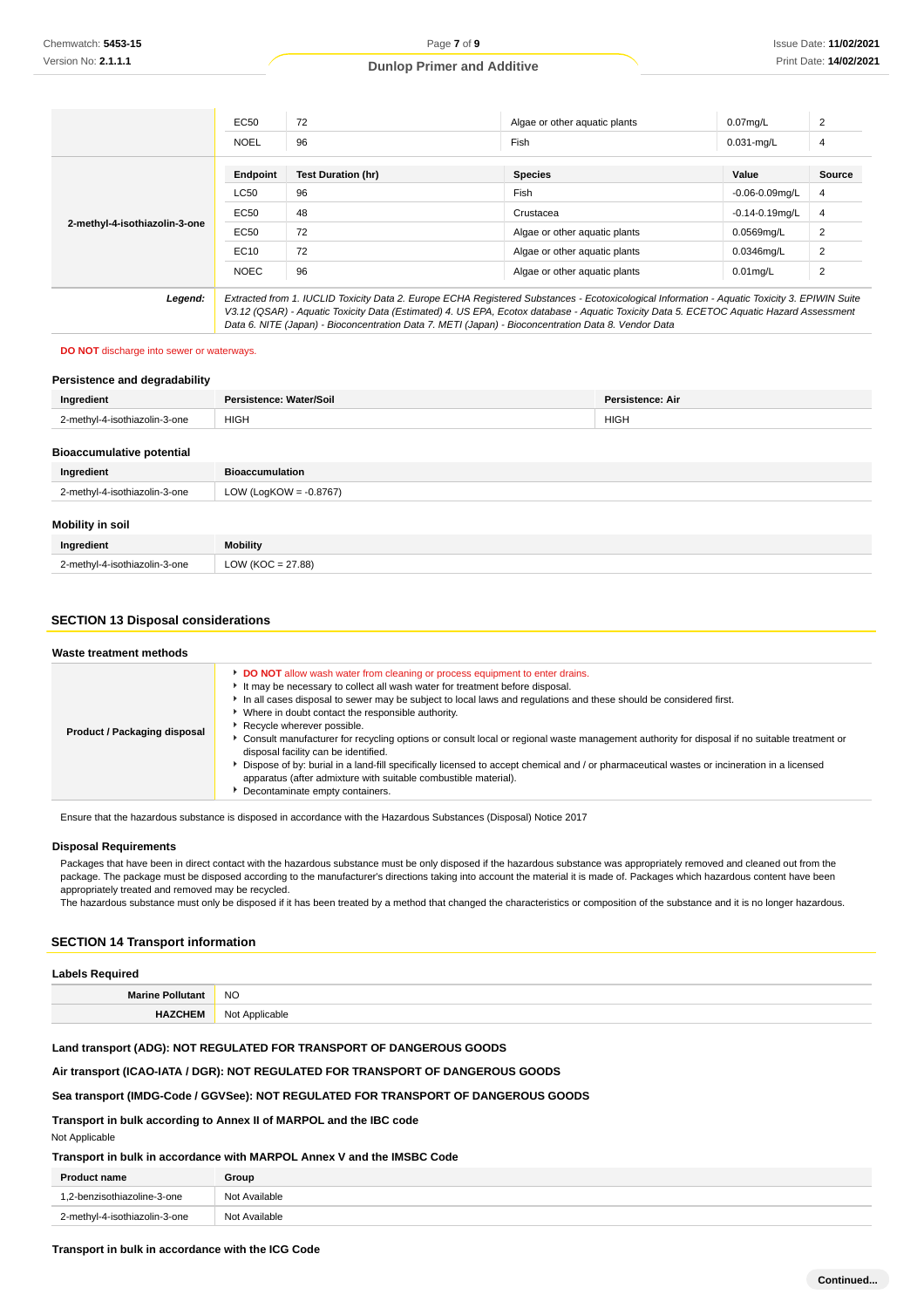| | Endpoint | Test Duration (hr) | Species | Value | Source |
|---|---|---|---|---|---|
| | EC50 | 72 | Algae or other aquatic plants | 0.07mg/L | 2 |
| | NOEL | 96 | Fish | 0.031-mg/L | 4 |
| 2-methyl-4-isothiazolin-3-one | Endpoint | Test Duration (hr) | Species | Value | Source |
| | LC50 | 96 | Fish | -0.06-0.09mg/L | 4 |
| | EC50 | 48 | Crustacea | -0.14-0.19mg/L | 4 |
| | EC50 | 72 | Algae or other aquatic plants | 0.0569mg/L | 2 |
| | EC10 | 72 | Algae or other aquatic plants | 0.0346mg/L | 2 |
| | NOEC | 96 | Fish | 0.01mg/L | 2 |
| ***Legend:*** | *Extracted from 1. IUCLID Toxicity Data 2. Europe ECHA Registered Substances - Ecotoxicological Information - Aquatic Toxicity 3. EPIWIN Suite V3.12 (QSAR) - Aquatic Toxicity Data (Estimated) 4. US EPA, Ecotox database - Aquatic Toxicity Data 5. ECETOC Aquatic Hazard Assessment Data 6. NITE (Japan) - Bioconcentration Data 7. METI (Japan) - Bioconcentration Data 8. Vendor Data* | | | | |

**DO NOT** discharge into sewer or waterways.

### Persistence and degradability

| Ingredient | Persistence: Water/Soil | Persistence: Air |
|---|---|---|
| 2-methyl-4-isothiazolin-3-one | HIGH | HIGH |

### Bioaccumulative potential

| Ingredient | Bioaccumulation |
|---|---|
| 2-methyl-4-isothiazolin-3-one | LOW (LogKOW = -0.8767) |

### Mobility in soil

| Ingredient | Mobility |
|---|---|
| 2-methyl-4-isothiazolin-3-one | LOW (KOC = 27.88) |

## SECTION 13 Disposal considerations

### Waste treatment methods

**Product / Packaging disposal**

- **DO NOT** allow wash water from cleaning or process equipment to enter drains.
- It may be necessary to collect all wash water for treatment before disposal.
- In all cases disposal to sewer may be subject to local laws and regulations and these should be considered first.
- Where in doubt contact the responsible authority.
- Recycle wherever possible.
- Consult manufacturer for recycling options or consult local or regional waste management authority for disposal if no suitable treatment or disposal facility can be identified.
- Dispose of by: burial in a land-fill specifically licensed to accept chemical and / or pharmaceutical wastes or incineration in a licensed apparatus (after admixture with suitable combustible material).
- Decontaminate empty containers.

Ensure that the hazardous substance is disposed in accordance with the Hazardous Substances (Disposal) Notice 2017

### Disposal Requirements

Packages that have been in direct contact with the hazardous substance must be only disposed if the hazardous substance was appropriately removed and cleaned out from the package. The package must be disposed according to the manufacturer's directions taking into account the material it is made of. Packages which hazardous content have been appropriately treated and removed may be recycled.
The hazardous substance must only be disposed if it has been treated by a method that changed the characteristics or composition of the substance and it is no longer hazardous.

## SECTION 14 Transport information

### Labels Required

| | |
|---|---|
| **Marine Pollutant** | NO |
| **HAZCHEM** | Not Applicable |

**Land transport (ADG): NOT REGULATED FOR TRANSPORT OF DANGEROUS GOODS**

**Air transport (ICAO-IATA / DGR): NOT REGULATED FOR TRANSPORT OF DANGEROUS GOODS**

**Sea transport (IMDG-Code / GGVSee): NOT REGULATED FOR TRANSPORT OF DANGEROUS GOODS**

**Transport in bulk according to Annex II of MARPOL and the IBC code**

Not Applicable

**Transport in bulk in accordance with MARPOL Annex V and the IMSBC Code**

| Product name | Group |
|---|---|
| 1,2-benzisothiazoline-3-one | Not Available |
| 2-methyl-4-isothiazolin-3-one | Not Available |

**Transport in bulk in accordance with the ICG Code**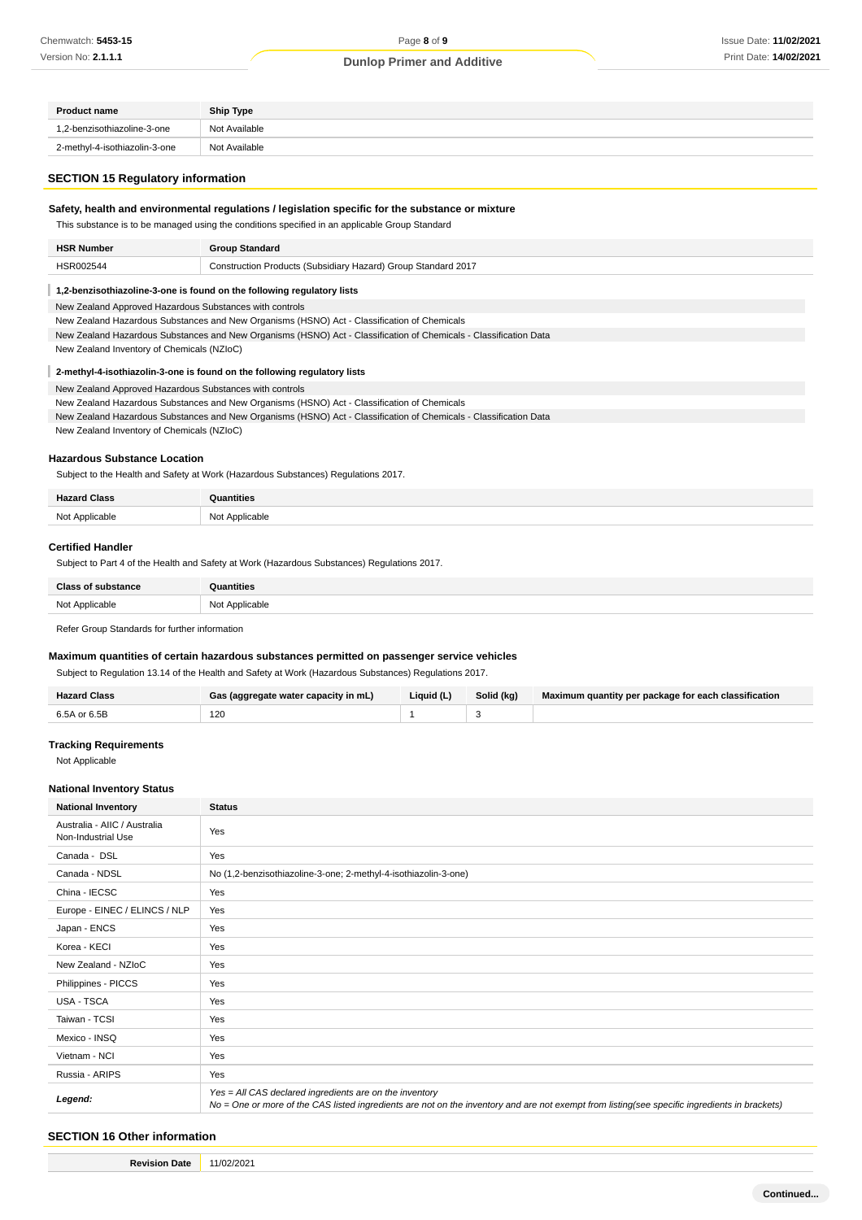| Product name | Ship Type |
| --- | --- |
| 1,2-benzisothiazoline-3-one | Not Available |
| 2-methyl-4-isothiazolin-3-one | Not Available |

## SECTION 15 Regulatory information

### Safety, health and environmental regulations / legislation specific for the substance or mixture

This substance is to be managed using the conditions specified in an applicable Group Standard

| HSR Number | Group Standard |
| --- | --- |
| HSR002544 | Construction Products (Subsidiary Hazard) Group Standard 2017 |

**1,2-benzisothiazoline-3-one is found on the following regulatory lists**

New Zealand Approved Hazardous Substances with controls
New Zealand Hazardous Substances and New Organisms (HSNO) Act - Classification of Chemicals
New Zealand Hazardous Substances and New Organisms (HSNO) Act - Classification of Chemicals - Classification Data
New Zealand Inventory of Chemicals (NZIoC)

**2-methyl-4-isothiazolin-3-one is found on the following regulatory lists**

New Zealand Approved Hazardous Substances with controls
New Zealand Hazardous Substances and New Organisms (HSNO) Act - Classification of Chemicals
New Zealand Hazardous Substances and New Organisms (HSNO) Act - Classification of Chemicals - Classification Data
New Zealand Inventory of Chemicals (NZIoC)

### Hazardous Substance Location

Subject to the Health and Safety at Work (Hazardous Substances) Regulations 2017.

| Hazard Class | Quantities |
| --- | --- |
| Not Applicable | Not Applicable |

### Certified Handler

Subject to Part 4 of the Health and Safety at Work (Hazardous Substances) Regulations 2017.

| Class of substance | Quantities |
| --- | --- |
| Not Applicable | Not Applicable |

Refer Group Standards for further information

### Maximum quantities of certain hazardous substances permitted on passenger service vehicles

Subject to Regulation 13.14 of the Health and Safety at Work (Hazardous Substances) Regulations 2017.

| Hazard Class | Gas (aggregate water capacity in mL) | Liquid (L) | Solid (kg) | Maximum quantity per package for each classification |
| --- | --- | --- | --- | --- |
| 6.5A or 6.5B | 120 | 1 | 3 | |

### Tracking Requirements

Not Applicable

### National Inventory Status

| National Inventory | Status |
| --- | --- |
| Australia - AIIC / Australia Non-Industrial Use | Yes |
| Canada - DSL | Yes |
| Canada - NDSL | No (1,2-benzisothiazoline-3-one; 2-methyl-4-isothiazolin-3-one) |
| China - IECSC | Yes |
| Europe - EINEC / ELINCS / NLP | Yes |
| Japan - ENCS | Yes |
| Korea - KECI | Yes |
| New Zealand - NZIoC | Yes |
| Philippines - PICCS | Yes |
| USA - TSCA | Yes |
| Taiwan - TCSI | Yes |
| Mexico - INSQ | Yes |
| Vietnam - NCI | Yes |
| Russia - ARIPS | Yes |
| ***Legend:*** | *Yes = All CAS declared ingredients are on the inventory*<br>*No = One or more of the CAS listed ingredients are not on the inventory and are not exempt from listing(see specific ingredients in brackets)* |

## SECTION 16 Other information

| Revision Date | 11/02/2021 |
| --- | --- |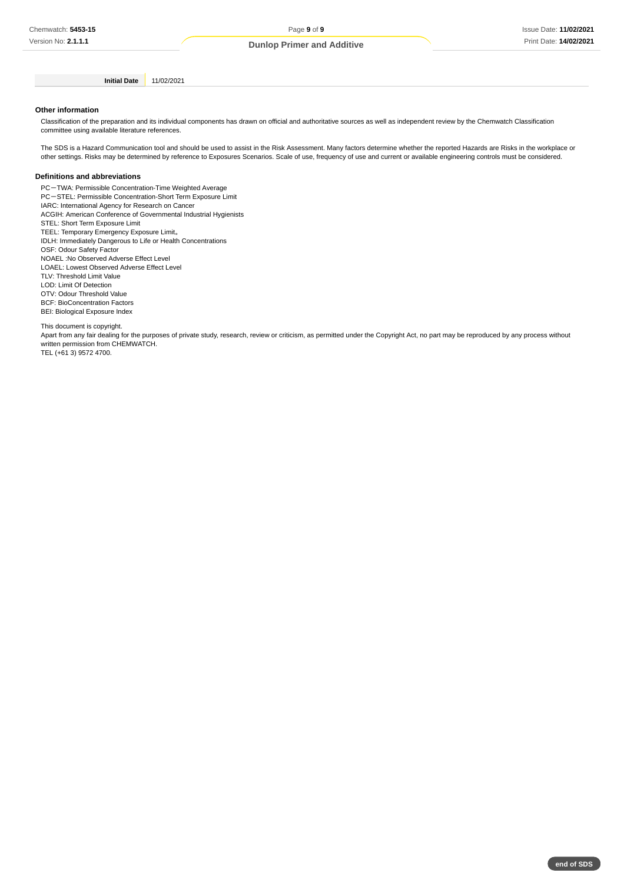| | |
|---|---|
| **Initial Date** | 11/02/2021 |

### Other information

Classification of the preparation and its individual components has drawn on official and authoritative sources as well as independent review by the Chemwatch Classification committee using available literature references.

The SDS is a Hazard Communication tool and should be used to assist in the Risk Assessment. Many factors determine whether the reported Hazards are Risks in the workplace or other settings. Risks may be determined by reference to Exposures Scenarios. Scale of use, frequency of use and current or available engineering controls must be considered.

### Definitions and abbreviations

PC－TWA: Permissible Concentration-Time Weighted Average
PC－STEL: Permissible Concentration-Short Term Exposure Limit
IARC: International Agency for Research on Cancer
ACGIH: American Conference of Governmental Industrial Hygienists
STEL: Short Term Exposure Limit
TEEL: Temporary Emergency Exposure Limit。
IDLH: Immediately Dangerous to Life or Health Concentrations
OSF: Odour Safety Factor
NOAEL :No Observed Adverse Effect Level
LOAEL: Lowest Observed Adverse Effect Level
TLV: Threshold Limit Value
LOD: Limit Of Detection
OTV: Odour Threshold Value
BCF: BioConcentration Factors
BEI: Biological Exposure Index

This document is copyright.
Apart from any fair dealing for the purposes of private study, research, review or criticism, as permitted under the Copyright Act, no part may be reproduced by any process without written permission from CHEMWATCH.
TEL (+61 3) 9572 4700.

end of SDS